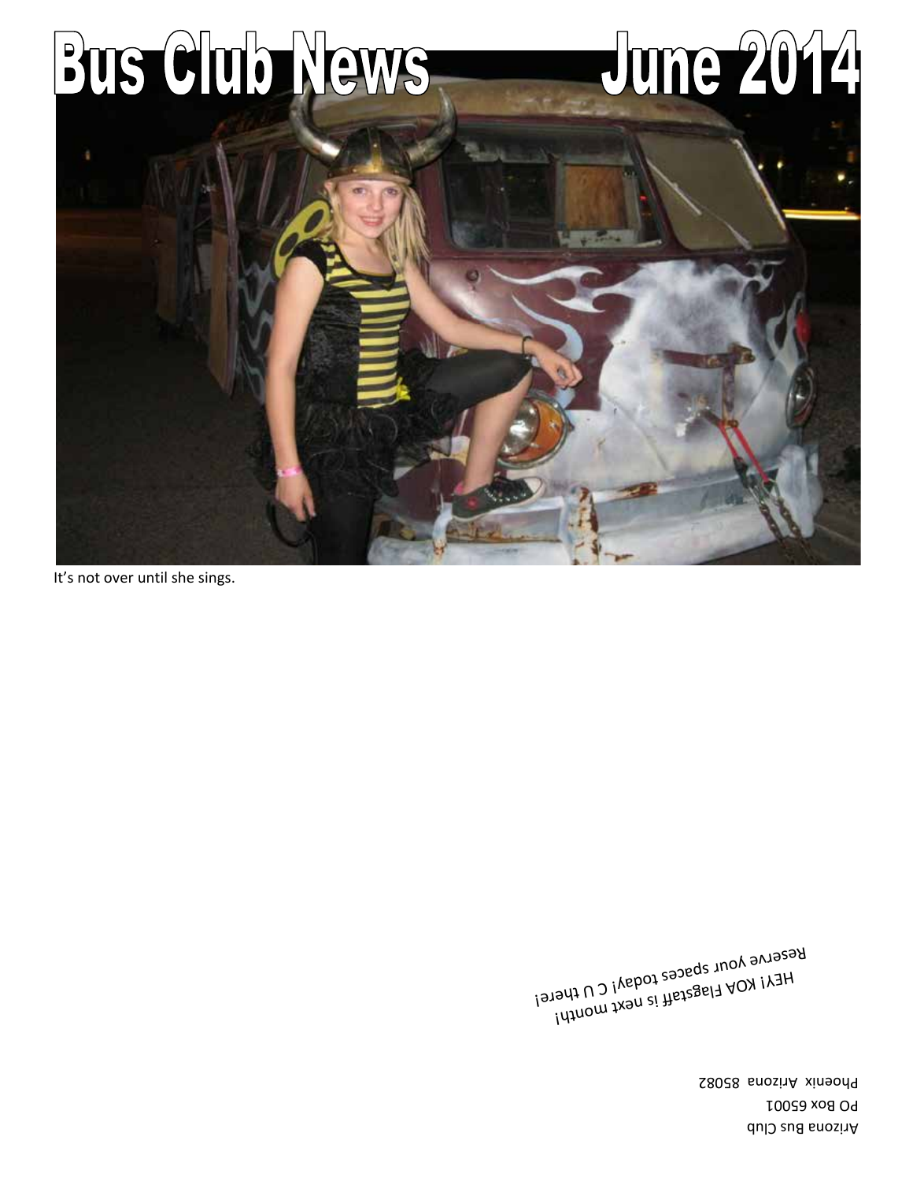# Bus Club News June 2014

It's not over until she sings.

HEY! KOA Flagstaff is next month!
Reserve your spaces today! C U there!

Arizona Bus Club
PO Box 65001
Phoenix Arizona 85082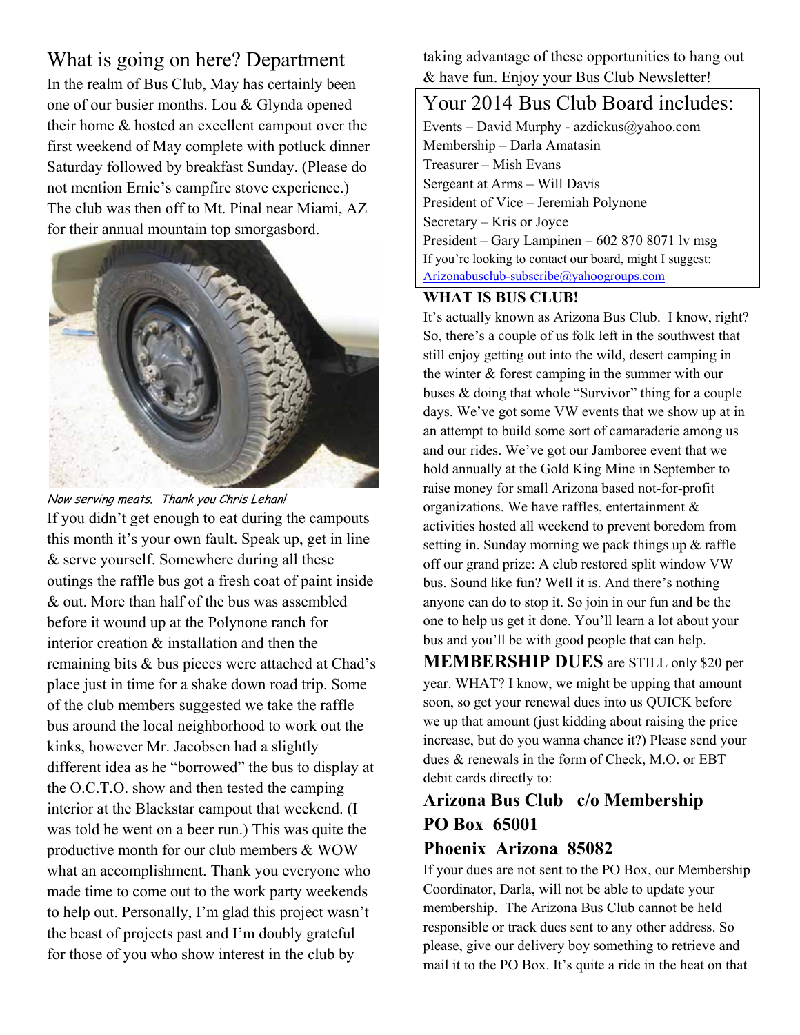## What is going on here? Department

In the realm of Bus Club, May has certainly been one of our busier months. Lou & Glynda opened their home & hosted an excellent campout over the first weekend of May complete with potluck dinner Saturday followed by breakfast Sunday. (Please do not mention Ernie's campfire stove experience.) The club was then off to Mt. Pinal near Miami, AZ for their annual mountain top smorgasbord.

*Now serving meats. Thank you Chris Lehan!*

If you didn't get enough to eat during the campouts this month it's your own fault. Speak up, get in line & serve yourself. Somewhere during all these outings the raffle bus got a fresh coat of paint inside & out. More than half of the bus was assembled before it wound up at the Polynone ranch for interior creation & installation and then the remaining bits & bus pieces were attached at Chad's place just in time for a shake down road trip. Some of the club members suggested we take the raffle bus around the local neighborhood to work out the kinks, however Mr. Jacobsen had a slightly different idea as he "borrowed" the bus to display at the O.C.T.O. show and then tested the camping interior at the Blackstar campout that weekend. (I was told he went on a beer run.) This was quite the productive month for our club members & WOW what an accomplishment. Thank you everyone who made time to come out to the work party weekends to help out. Personally, I'm glad this project wasn't the beast of projects past and I'm doubly grateful for those of you who show interest in the club by taking advantage of these opportunities to hang out & have fun. Enjoy your Bus Club Newsletter!

## Your 2014 Bus Club Board includes:

Events – David Murphy - azdickus@yahoo.com
Membership – Darla Amatasin
Treasurer – Mish Evans
Sergeant at Arms – Will Davis
President of Vice – Jeremiah Polynone
Secretary – Kris or Joyce
President – Gary Lampinen – 602 870 8071 lv msg
If you're looking to contact our board, might I suggest:
Arizonabusclub-subscribe@yahoogroups.com

**WHAT IS BUS CLUB!**

It's actually known as Arizona Bus Club. I know, right? So, there's a couple of us folk left in the southwest that still enjoy getting out into the wild, desert camping in the winter & forest camping in the summer with our buses & doing that whole "Survivor" thing for a couple days. We've got some VW events that we show up at in an attempt to build some sort of camaraderie among us and our rides. We've got our Jamboree event that we hold annually at the Gold King Mine in September to raise money for small Arizona based not-for-profit organizations. We have raffles, entertainment & activities hosted all weekend to prevent boredom from setting in. Sunday morning we pack things up & raffle off our grand prize: A club restored split window VW bus. Sound like fun? Well it is. And there's nothing anyone can do to stop it. So join in our fun and be the one to help us get it done. You'll learn a lot about your bus and you'll be with good people that can help.

**MEMBERSHIP DUES** are STILL only $20 per year. WHAT? I know, we might be upping that amount soon, so get your renewal dues into us QUICK before we up that amount (just kidding about raising the price increase, but do you wanna chance it?) Please send your dues & renewals in the form of Check, M.O. or EBT debit cards directly to:

**Arizona Bus Club c/o Membership**
**PO Box 65001**
**Phoenix Arizona 85082**

If your dues are not sent to the PO Box, our Membership Coordinator, Darla, will not be able to update your membership. The Arizona Bus Club cannot be held responsible or track dues sent to any other address. So please, give our delivery boy something to retrieve and mail it to the PO Box. It's quite a ride in the heat on that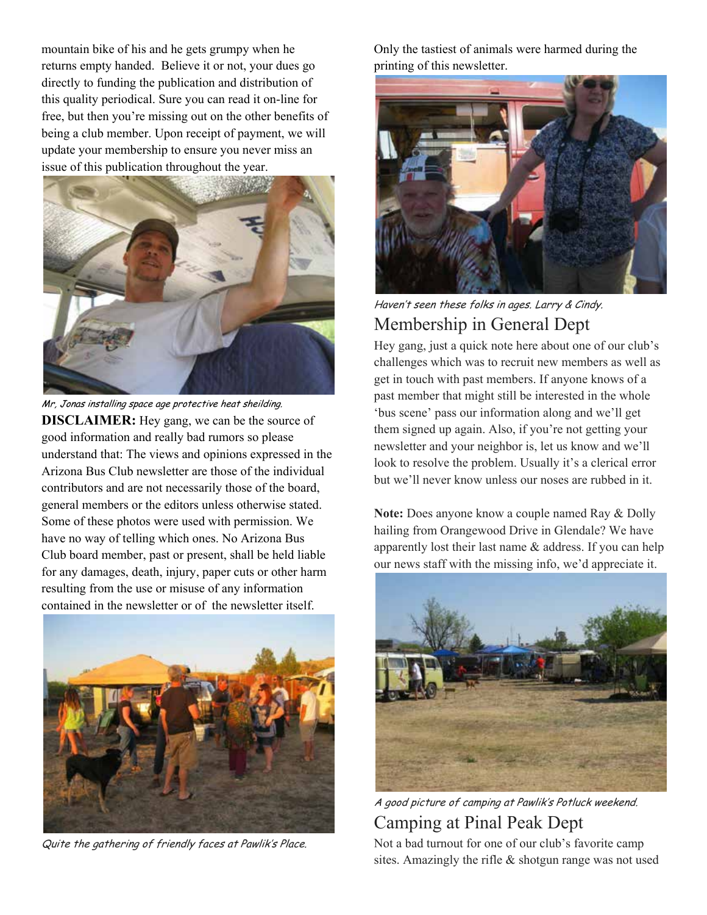mountain bike of his and he gets grumpy when he returns empty handed. Believe it or not, your dues go directly to funding the publication and distribution of this quality periodical. Sure you can read it on-line for free, but then you're missing out on the other benefits of being a club member. Upon receipt of payment, we will update your membership to ensure you never miss an issue of this publication throughout the year.

*Mr, Jonas installing space age protective heat sheilding.*

**DISCLAIMER:** Hey gang, we can be the source of good information and really bad rumors so please understand that: The views and opinions expressed in the Arizona Bus Club newsletter are those of the individual contributors and are not necessarily those of the board, general members or the editors unless otherwise stated. Some of these photos were used with permission. We have no way of telling which ones. No Arizona Bus Club board member, past or present, shall be held liable for any damages, death, injury, paper cuts or other harm resulting from the use or misuse of any information contained in the newsletter or of the newsletter itself.

*Quite the gathering of friendly faces at Pawlik's Place.*

Only the tastiest of animals were harmed during the printing of this newsletter.

*Haven't seen these folks in ages. Larry & Cindy.*

## Membership in General Dept

Hey gang, just a quick note here about one of our club's challenges which was to recruit new members as well as get in touch with past members. If anyone knows of a past member that might still be interested in the whole 'bus scene' pass our information along and we'll get them signed up again. Also, if you're not getting your newsletter and your neighbor is, let us know and we'll look to resolve the problem. Usually it's a clerical error but we'll never know unless our noses are rubbed in it.

**Note:** Does anyone know a couple named Ray & Dolly hailing from Orangewood Drive in Glendale? We have apparently lost their last name & address. If you can help our news staff with the missing info, we'd appreciate it.

*A good picture of camping at Pawlik's Potluck weekend.*

## Camping at Pinal Peak Dept

Not a bad turnout for one of our club's favorite camp sites. Amazingly the rifle & shotgun range was not used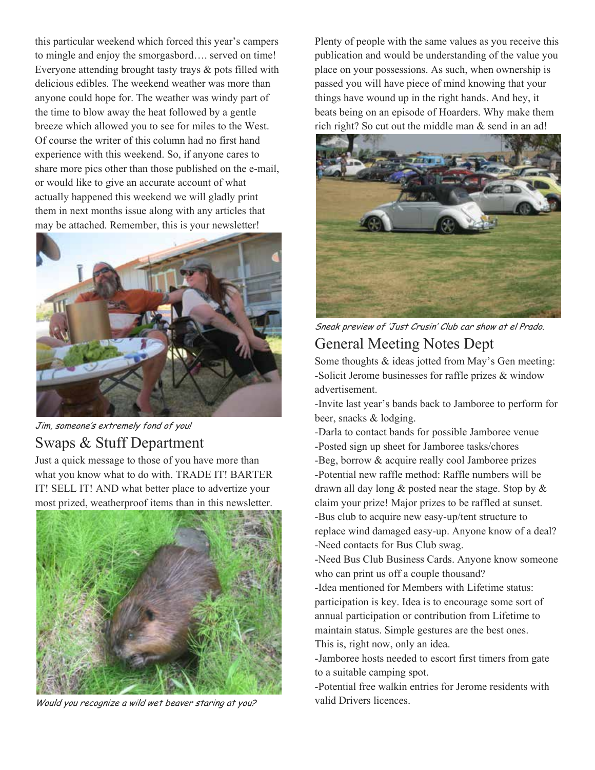this particular weekend which forced this year's campers to mingle and enjoy the smorgasbord…. served on time! Everyone attending brought tasty trays & pots filled with delicious edibles. The weekend weather was more than anyone could hope for. The weather was windy part of the time to blow away the heat followed by a gentle breeze which allowed you to see for miles to the West. Of course the writer of this column had no first hand experience with this weekend. So, if anyone cares to share more pics other than those published on the e-mail, or would like to give an accurate account of what actually happened this weekend we will gladly print them in next months issue along with any articles that may be attached. Remember, this is your newsletter!

*Jim, someone's extremely fond of you!*

## Swaps & Stuff Department

Just a quick message to those of you have more than what you know what to do with. TRADE IT! BARTER IT! SELL IT! AND what better place to advertize your most prized, weatherproof items than in this newsletter.

*Would you recognize a wild wet beaver staring at you?*

Plenty of people with the same values as you receive this publication and would be understanding of the value you place on your possessions. As such, when ownership is passed you will have piece of mind knowing that your things have wound up in the right hands. And hey, it beats being on an episode of Hoarders. Why make them rich right? So cut out the middle man & send in an ad!

*Sneak preview of 'Just Crusin' Club car show at el Prado.*

## General Meeting Notes Dept

Some thoughts & ideas jotted from May's Gen meeting:

-Solicit Jerome businesses for raffle prizes & window advertisement.

-Invite last year's bands back to Jamboree to perform for beer, snacks & lodging.

-Darla to contact bands for possible Jamboree venue

-Posted sign up sheet for Jamboree tasks/chores

-Beg, borrow & acquire really cool Jamboree prizes

-Potential new raffle method: Raffle numbers will be drawn all day long & posted near the stage. Stop by & claim your prize! Major prizes to be raffled at sunset.

-Bus club to acquire new easy-up/tent structure to replace wind damaged easy-up. Anyone know of a deal?

-Need contacts for Bus Club swag.

-Need Bus Club Business Cards. Anyone know someone who can print us off a couple thousand?

-Idea mentioned for Members with Lifetime status: participation is key. Idea is to encourage some sort of annual participation or contribution from Lifetime to maintain status. Simple gestures are the best ones. This is, right now, only an idea.

-Jamboree hosts needed to escort first timers from gate to a suitable camping spot.

-Potential free walkin entries for Jerome residents with valid Drivers licences.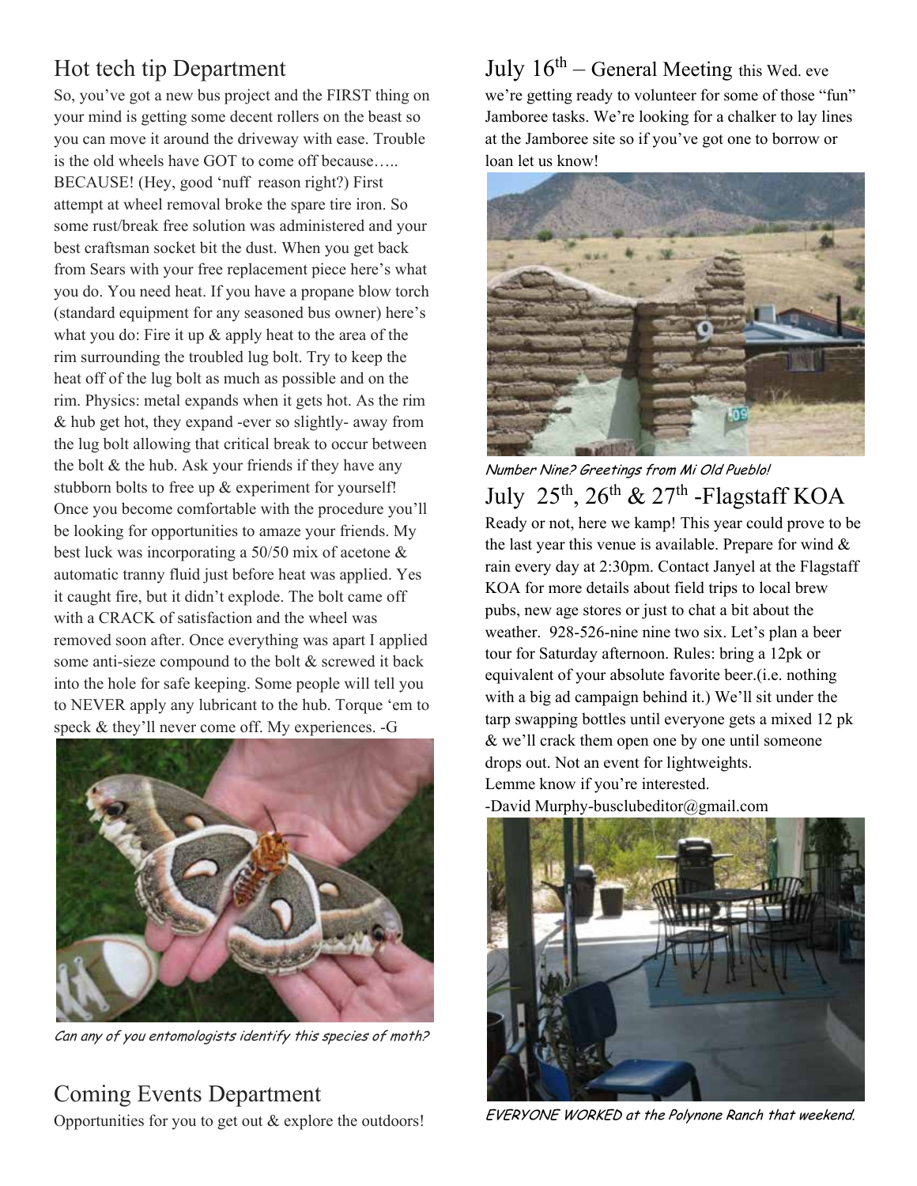## Hot tech tip Department

So, you've got a new bus project and the FIRST thing on your mind is getting some decent rollers on the beast so you can move it around the driveway with ease. Trouble is the old wheels have GOT to come off because….. BECAUSE! (Hey, good 'nuff reason right?) First attempt at wheel removal broke the spare tire iron. So some rust/break free solution was administered and your best craftsman socket bit the dust. When you get back from Sears with your free replacement piece here's what you do. You need heat. If you have a propane blow torch (standard equipment for any seasoned bus owner) here's what you do: Fire it up & apply heat to the area of the rim surrounding the troubled lug bolt. Try to keep the heat off of the lug bolt as much as possible and on the rim. Physics: metal expands when it gets hot. As the rim & hub get hot, they expand -ever so slightly- away from the lug bolt allowing that critical break to occur between the bolt & the hub. Ask your friends if they have any stubborn bolts to free up & experiment for yourself! Once you become comfortable with the procedure you'll be looking for opportunities to amaze your friends. My best luck was incorporating a 50/50 mix of acetone & automatic tranny fluid just before heat was applied. Yes it caught fire, but it didn't explode. The bolt came off with a CRACK of satisfaction and the wheel was removed soon after. Once everything was apart I applied some anti-sieze compound to the bolt & screwed it back into the hole for safe keeping. Some people will tell you to NEVER apply any lubricant to the hub. Torque 'em to speck & they'll never come off. My experiences. -G

*Can any of you entomologists identify this species of moth?*

## Coming Events Department

Opportunities for you to get out & explore the outdoors!

### July 16th – General Meeting this Wed. eve

we're getting ready to volunteer for some of those "fun" Jamboree tasks. We're looking for a chalker to lay lines at the Jamboree site so if you've got one to borrow or loan let us know!

*Number Nine? Greetings from Mi Old Pueblo!*

### July 25th, 26th & 27th -Flagstaff KOA

Ready or not, here we kamp! This year could prove to be the last year this venue is available. Prepare for wind & rain every day at 2:30pm. Contact Janyel at the Flagstaff KOA for more details about field trips to local brew pubs, new age stores or just to chat a bit about the weather. 928-526-nine nine two six. Let's plan a beer tour for Saturday afternoon. Rules: bring a 12pk or equivalent of your absolute favorite beer.(i.e. nothing with a big ad campaign behind it.) We'll sit under the tarp swapping bottles until everyone gets a mixed 12 pk & we'll crack them open one by one until someone drops out. Not an event for lightweights.
Lemme know if you're interested.
-David Murphy-busclubeditor@gmail.com

*EVERYONE WORKED at the Polynone Ranch that weekend.*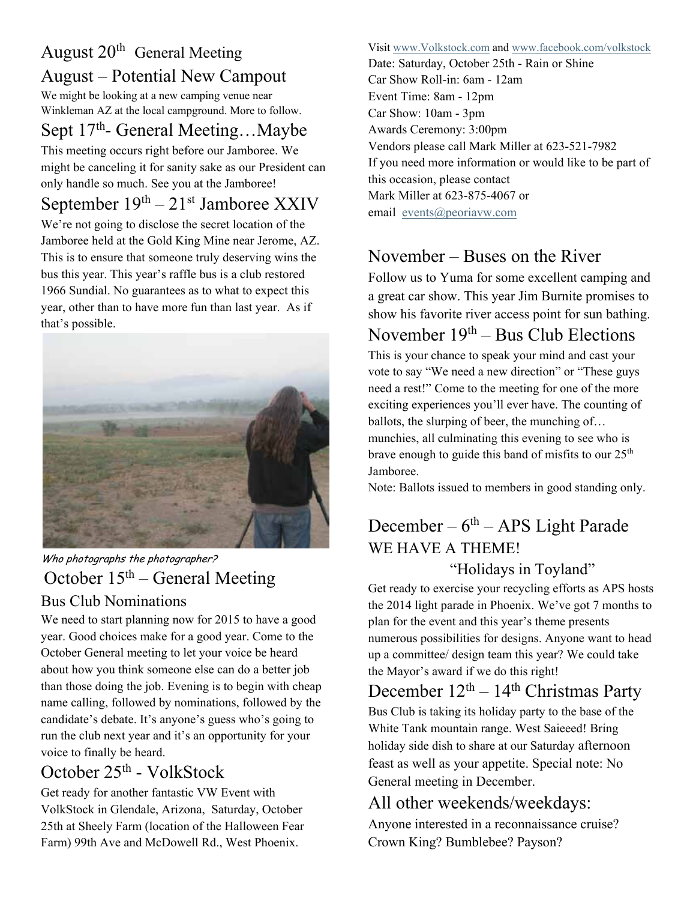## August 20th General Meeting

## August – Potential New Campout

We might be looking at a new camping venue near Winkleman AZ at the local campground. More to follow.

## Sept 17th- General Meeting…Maybe

This meeting occurs right before our Jamboree. We might be canceling it for sanity sake as our President can only handle so much. See you at the Jamboree!

## September 19th – 21st Jamboree XXIV

We're not going to disclose the secret location of the Jamboree held at the Gold King Mine near Jerome, AZ. This is to ensure that someone truly deserving wins the bus this year. This year's raffle bus is a club restored 1966 Sundial. No guarantees as to what to expect this year, other than to have more fun than last year. As if that's possible.

*Who photographs the photographer?*

## October 15th – General Meeting

### Bus Club Nominations

We need to start planning now for 2015 to have a good year. Good choices make for a good year. Come to the October General meeting to let your voice be heard about how you think someone else can do a better job than those doing the job. Evening is to begin with cheap name calling, followed by nominations, followed by the candidate's debate. It's anyone's guess who's going to run the club next year and it's an opportunity for your voice to finally be heard.

## October 25th - VolkStock

Get ready for another fantastic VW Event with VolkStock in Glendale, Arizona, Saturday, October 25th at Sheely Farm (location of the Halloween Fear Farm) 99th Ave and McDowell Rd., West Phoenix.

Visit www.Volkstock.com and www.facebook.com/volkstock
Date: Saturday, October 25th - Rain or Shine
Car Show Roll-in: 6am - 12am
Event Time: 8am - 12pm
Car Show: 10am - 3pm
Awards Ceremony: 3:00pm
Vendors please call Mark Miller at 623-521-7982
If you need more information or would like to be part of this occasion, please contact
Mark Miller at 623-875-4067 or
email events@peoriavw.com

## November – Buses on the River

Follow us to Yuma for some excellent camping and a great car show. This year Jim Burnite promises to show his favorite river access point for sun bathing.

## November 19th – Bus Club Elections

This is your chance to speak your mind and cast your vote to say "We need a new direction" or "These guys need a rest!" Come to the meeting for one of the more exciting experiences you'll ever have. The counting of ballots, the slurping of beer, the munching of… munchies, all culminating this evening to see who is brave enough to guide this band of misfits to our 25th Jamboree.

Note: Ballots issued to members in good standing only.

## December – 6th – APS Light Parade

### WE HAVE A THEME!

### "Holidays in Toyland"

Get ready to exercise your recycling efforts as APS hosts the 2014 light parade in Phoenix. We've got 7 months to plan for the event and this year's theme presents numerous possibilities for designs. Anyone want to head up a committee/ design team this year? We could take the Mayor's award if we do this right!

## December 12th – 14th Christmas Party

Bus Club is taking its holiday party to the base of the White Tank mountain range. West Saieeed! Bring holiday side dish to share at our Saturday afternoon feast as well as your appetite. Special note: No General meeting in December.

## All other weekends/weekdays:

Anyone interested in a reconnaissance cruise? Crown King? Bumblebee? Payson?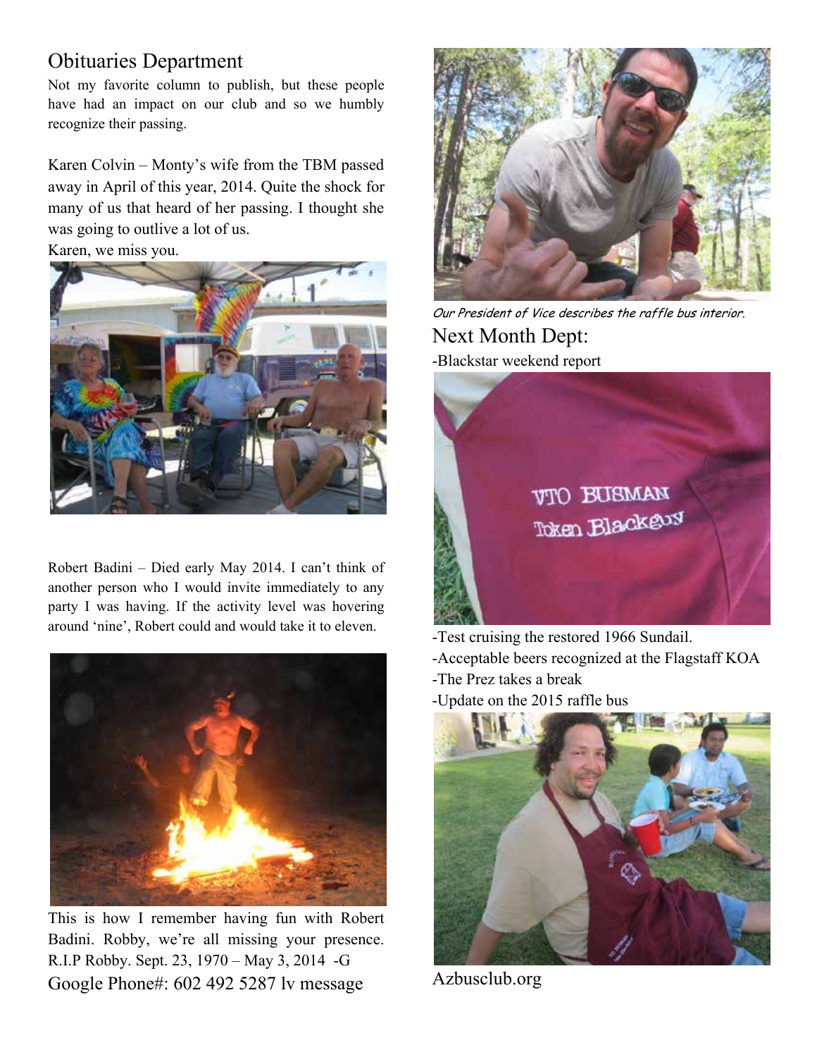## Obituaries Department

Not my favorite column to publish, but these people have had an impact on our club and so we humbly recognize their passing.

Karen Colvin – Monty's wife from the TBM passed away in April of this year, 2014. Quite the shock for many of us that heard of her passing. I thought she was going to outlive a lot of us.
Karen, we miss you.

Robert Badini – Died early May 2014. I can't think of another person who I would invite immediately to any party I was having. If the activity level was hovering around 'nine', Robert could and would take it to eleven.

This is how I remember having fun with Robert Badini. Robby, we're all missing your presence. R.I.P Robby. Sept. 23, 1970 – May 3, 2014 -G

Google Phone#: 602 492 5287 lv message

*Our President of Vice describes the raffle bus interior.*

## Next Month Dept:

-Blackstar weekend report

-Test cruising the restored 1966 Sundail.
-Acceptable beers recognized at the Flagstaff KOA
-The Prez takes a break
-Update on the 2015 raffle bus

Azbusclub.org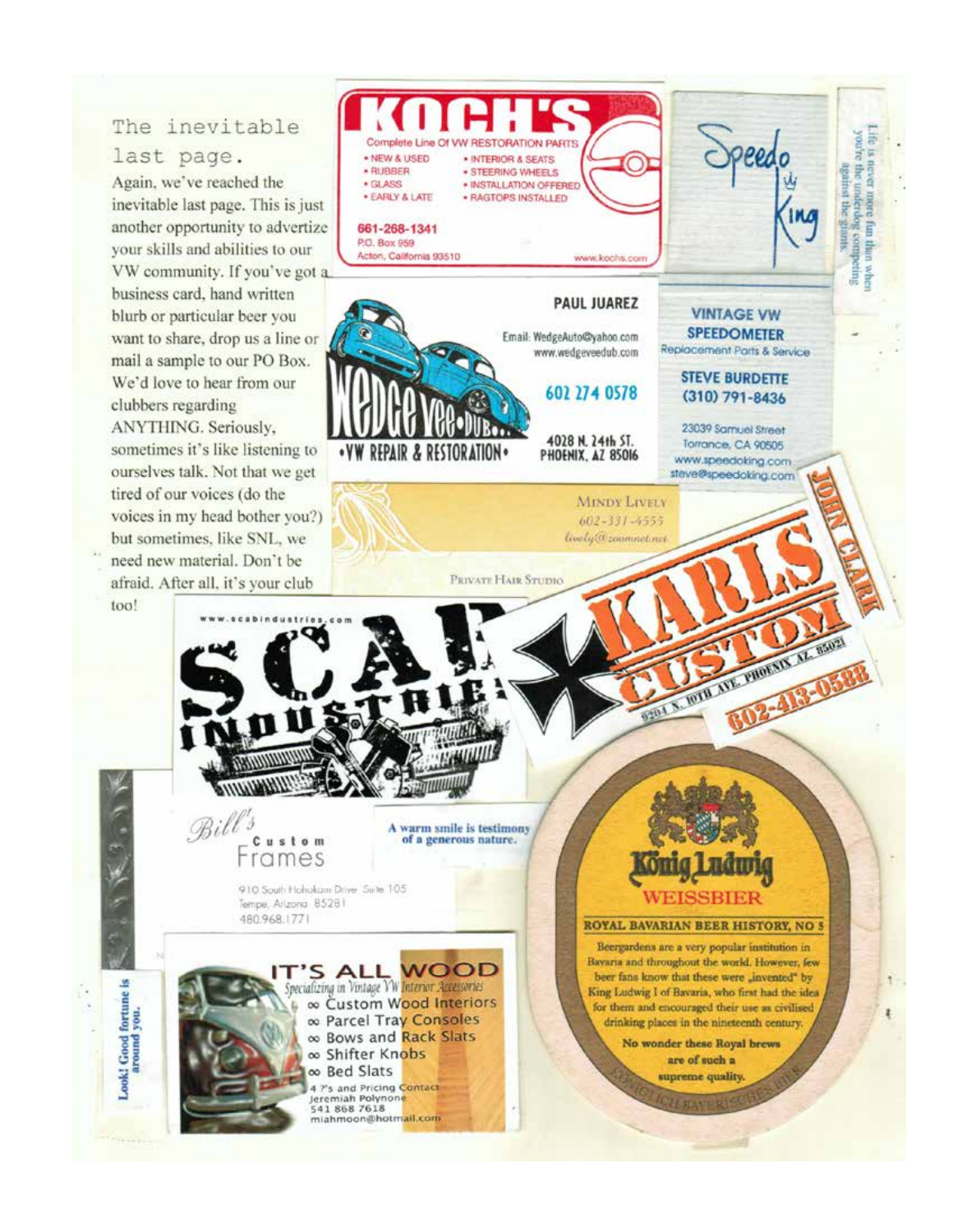## The inevitable last page.

Again, we've reached the inevitable last page. This is just another opportunity to advertize your skills and abilities to our VW community. If you've got a business card, hand written blurb or particular beer you want to share, drop us a line or mail a sample to our PO Box. We'd love to hear from our clubbers regarding ANYTHING. Seriously, sometimes it's like listening to ourselves talk. Not that we get tired of our voices (do the voices in my head bother you?) but sometimes, like SNL, we need new material. Don't be afraid. After all, it's your club too!

**KOCH'S**

Complete Line Of VW RESTORATION PARTS

- NEW & USED
- RUBBER
- GLASS
- EARLY & LATE
- INTERIOR & SEATS
- STEERING WHEELS
- INSTALLATION OFFERED
- RAGTOPS INSTALLED

661-268-1341
P.O. Box 959
Acton, California 93510
www.kochs.com

Speedo King

Life is never more fun than when you're the underdog competing against the giants.

**WEDGE VEE-DUB**
• VW REPAIR & RESTORATION •

PAUL JUAREZ
Email: WedgeAuto@yahoo.com
www.wedgeveedub.com
602 274 0578
4028 N. 24th ST.
PHOENIX, AZ 85016

**VINTAGE VW SPEEDOMETER**
Replacement Parts & Service
STEVE BURDETTE
(310) 791-8436
23039 Samuel Street
Torrance, CA 90505
www.speedoking.com
steve@speedoking.com

MINDY LIVELY
602-331-4555
lively@zoomnet.net
PRIVATE HAIR STUDIO

www.scabindustries.com
**SCAB INDUSTRIES**

JOHN CLARK
**KARLS CUSTOM**
9204 N. 10TH AVE. PHOENIX AZ. 85021
602-413-0588

Bill's Custom Frames
910 South Hohokam Drive Suite 105
Tempe, Arizona 85281
480.968.1771

A warm smile is testimony of a generous nature.

Look! Good fortune is around you.

**IT'S ALL WOOD**
*Specializing in Vintage VW Interior Accessories*

- ∞ Custom Wood Interiors
- ∞ Parcel Tray Consoles
- ∞ Bows and Rack Slats
- ∞ Shifter Knobs
- ∞ Bed Slats

4 7's and Pricing Contact
Jeremiah Polynone
541 868 7618
miahmoon@hotmail.com

**König Ludwig WEISSBIER**

ROYAL BAVARIAN BEER HISTORY, NO 5

Beergardens are a very popular institution in Bavaria and throughout the world. However, few beer fans know that these were „invented" by King Ludwig I of Bavaria, who first had the idea for them and encouraged their use as civilised drinking places in the nineteenth century.

**No wonder these Royal brews are of such a supreme quality.**

KÖNIGLICH BAYERISCHES BIER